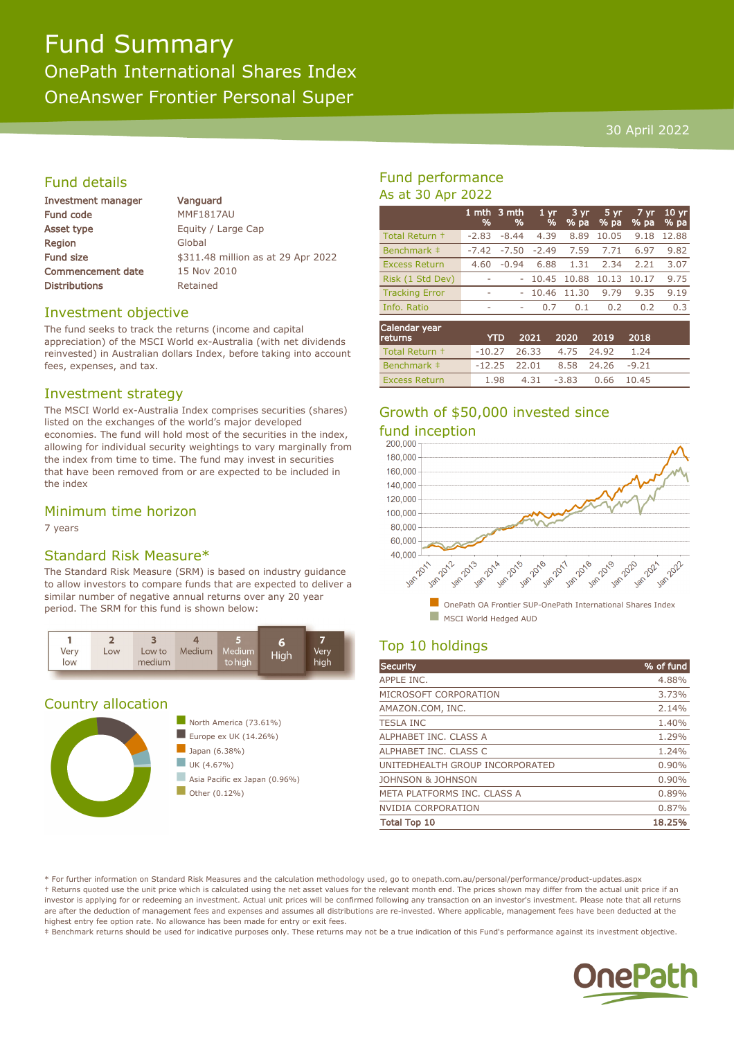# Fund Summary

## OnePath International Shares Index

## OneAnswer Frontier Personal Super

30 April 2022

## Fund details

| | |
|---|---|
| **Investment manager** | Vanguard |
| **Fund code** | MMF1817AU |
| **Asset type** | Equity / Large Cap |
| **Region** | Global |
| **Fund size** | $311.48 million as at 29 Apr 2022 |
| **Commencement date** | 15 Nov 2010 |
| **Distributions** | Retained |

## Investment objective

The fund seeks to track the returns (income and capital appreciation) of the MSCI World ex-Australia (with net dividends reinvested) in Australian dollars Index, before taking into account fees, expenses, and tax.

## Investment strategy

The MSCI World ex-Australia Index comprises securities (shares) listed on the exchanges of the world's major developed economies. The fund will hold most of the securities in the index, allowing for individual security weightings to vary marginally from the index from time to time. The fund may invest in securities that have been removed from or are expected to be included in the index

## Minimum time horizon

7 years

## Standard Risk Measure*

The Standard Risk Measure (SRM) is based on industry guidance to allow investors to compare funds that are expected to deliver a similar number of negative annual returns over any 20 year period. The SRM for this fund is shown below:

| 1 Very low | 2 Low | 3 Low to medium | 4 Medium | 5 Medium to high | **6 High** | 7 Very high |
|---|---|---|---|---|---|---|

## Country allocation

- North America (73.61%)
- Europe ex UK (14.26%)
- Japan (6.38%)
- UK (4.67%)
- Asia Pacific ex Japan (0.96%)
- Other (0.12%)

## Fund performance

As at 30 Apr 2022

| | 1 mth % | 3 mth % | 1 yr % | 3 yr % pa | 5 yr % pa | 7 yr % pa | 10 yr % pa |
|---|---|---|---|---|---|---|---|
| Total Return † | -2.83 | -8.44 | 4.39 | 8.89 | 10.05 | 9.18 | 12.88 |
| Benchmark ‡ | -7.42 | -7.50 | -2.49 | 7.59 | 7.71 | 6.97 | 9.82 |
| Excess Return | 4.60 | -0.94 | 6.88 | 1.31 | 2.34 | 2.21 | 3.07 |
| Risk (1 Std Dev) | - | - | 10.45 | 10.88 | 10.13 | 10.17 | 9.75 |
| Tracking Error | - | - | 10.46 | 11.30 | 9.79 | 9.35 | 9.19 |
| Info. Ratio | - | - | 0.7 | 0.1 | 0.2 | 0.2 | 0.3 |

| Calendar year returns | YTD | 2021 | 2020 | 2019 | 2018 |
|---|---|---|---|---|---|
| Total Return † | -10.27 | 26.33 | 4.75 | 24.92 | 1.24 |
| Benchmark ‡ | -12.25 | 22.01 | 8.58 | 24.26 | -9.21 |
| Excess Return | 1.98 | 4.31 | -3.83 | 0.66 | 10.45 |

## Growth of $50,000 invested since fund inception

- OnePath OA Frontier SUP-OnePath International Shares Index
- MSCI World Hedged AUD

## Top 10 holdings

| Security | % of fund |
|---|---|
| APPLE INC. | 4.88% |
| MICROSOFT CORPORATION | 3.73% |
| AMAZON.COM, INC. | 2.14% |
| TESLA INC | 1.40% |
| ALPHABET INC. CLASS A | 1.29% |
| ALPHABET INC. CLASS C | 1.24% |
| UNITEDHEALTH GROUP INCORPORATED | 0.90% |
| JOHNSON & JOHNSON | 0.90% |
| META PLATFORMS INC. CLASS A | 0.89% |
| NVIDIA CORPORATION | 0.87% |
| **Total Top 10** | **18.25%** |

* For further information on Standard Risk Measures and the calculation methodology used, go to onepath.com.au/personal/performance/product-updates.aspx

† Returns quoted use the unit price which is calculated using the net asset values for the relevant month end. The prices shown may differ from the actual unit price if an investor is applying for or redeeming an investment. Actual unit prices will be confirmed following any transaction on an investor's investment. Please note that all returns are after the deduction of management fees and expenses and assumes all distributions are re-invested. Where applicable, management fees have been deducted at the highest entry fee option rate. No allowance has been made for entry or exit fees.

‡ Benchmark returns should be used for indicative purposes only. These returns may not be a true indication of this Fund's performance against its investment objective.

OnePath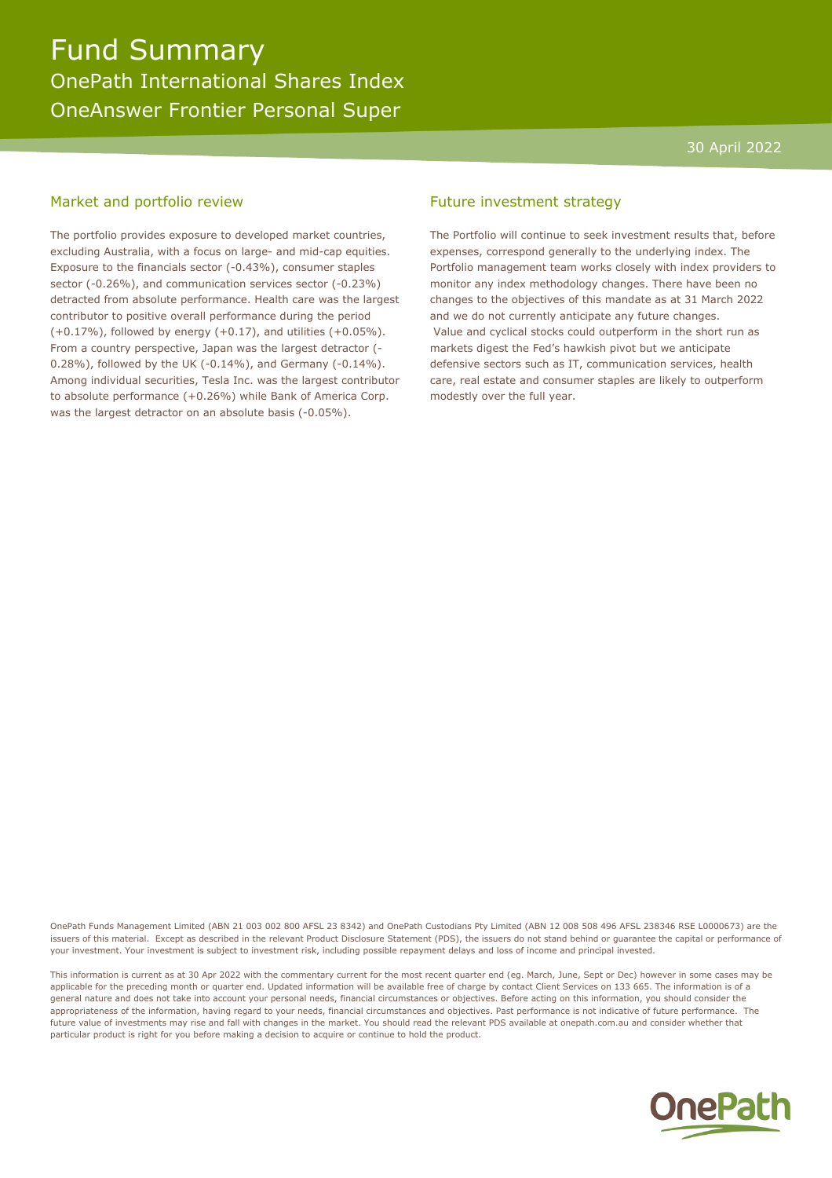# Fund Summary

## OnePath International Shares Index

## OneAnswer Frontier Personal Super

30 April 2022

### Market and portfolio review

The portfolio provides exposure to developed market countries, excluding Australia, with a focus on large- and mid-cap equities. Exposure to the financials sector (-0.43%), consumer staples sector (-0.26%), and communication services sector (-0.23%) detracted from absolute performance. Health care was the largest contributor to positive overall performance during the period (+0.17%), followed by energy (+0.17), and utilities (+0.05%). From a country perspective, Japan was the largest detractor (-0.28%), followed by the UK (-0.14%), and Germany (-0.14%). Among individual securities, Tesla Inc. was the largest contributor to absolute performance (+0.26%) while Bank of America Corp. was the largest detractor on an absolute basis (-0.05%).

### Future investment strategy

The Portfolio will continue to seek investment results that, before expenses, correspond generally to the underlying index. The Portfolio management team works closely with index providers to monitor any index methodology changes. There have been no changes to the objectives of this mandate as at 31 March 2022 and we do not currently anticipate any future changes.

Value and cyclical stocks could outperform in the short run as markets digest the Fed's hawkish pivot but we anticipate defensive sectors such as IT, communication services, health care, real estate and consumer staples are likely to outperform modestly over the full year.

OnePath Funds Management Limited (ABN 21 003 002 800 AFSL 23 8342) and OnePath Custodians Pty Limited (ABN 12 008 508 496 AFSL 238346 RSE L0000673) are the issuers of this material. Except as described in the relevant Product Disclosure Statement (PDS), the issuers do not stand behind or guarantee the capital or performance of your investment. Your investment is subject to investment risk, including possible repayment delays and loss of income and principal invested.

This information is current as at 30 Apr 2022 with the commentary current for the most recent quarter end (eg. March, June, Sept or Dec) however in some cases may be applicable for the preceding month or quarter end. Updated information will be available free of charge by contact Client Services on 133 665. The information is of a general nature and does not take into account your personal needs, financial circumstances or objectives. Before acting on this information, you should consider the appropriateness of the information, having regard to your needs, financial circumstances and objectives. Past performance is not indicative of future performance. The future value of investments may rise and fall with changes in the market. You should read the relevant PDS available at onepath.com.au and consider whether that particular product is right for you before making a decision to acquire or continue to hold the product.

OnePath